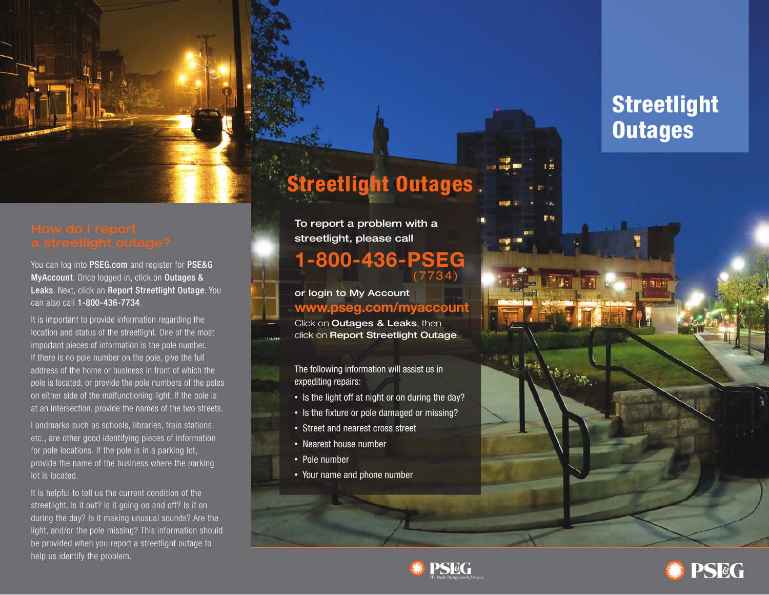## How do I report a streetlight outage?

You can log into **PSEG.com** and register for **PSE&G MyAccount**. Once logged in, click on **Outages & Leaks**. Next, click on **Report Streetlight Outage**. You can also call **1-800-436-7734**.

It is important to provide information regarding the location and status of the streetlight. One of the most important pieces of information is the pole number. If there is no pole number on the pole, give the full address of the home or business in front of which the pole is located, or provide the pole numbers of the poles on either side of the malfunctioning light. If the pole is at an intersection, provide the names of the two streets.

Landmarks such as schools, libraries, train stations, etc., are other good identifying pieces of information for pole locations. If the pole is in a parking lot, provide the name of the business where the parking lot is located.

It is helpful to tell us the current condition of the streetlight. Is it out? Is it going on and off? Is it on during the day? Is it making unusual sounds? Are the light, and/or the pole missing? This information should be provided when you report a streetlight outage to help us identify the problem.

# Streetlight Outages

To report a problem with a streetlight, please call

**1-800-436-PSEG**
(7734)

or login to My Account
**www.pseg.com/myaccount**

Click on **Outages & Leaks**, then click on **Report Streetlight Outage**.

The following information will assist us in expediting repairs:

- Is the light off at night or on during the day?
- Is the fixture or pole damaged or missing?
- Street and nearest cross street
- Nearest house number
- Pole number
- Your name and phone number

PSEG
*We make things work for you.*

# Streetlight Outages

PSEG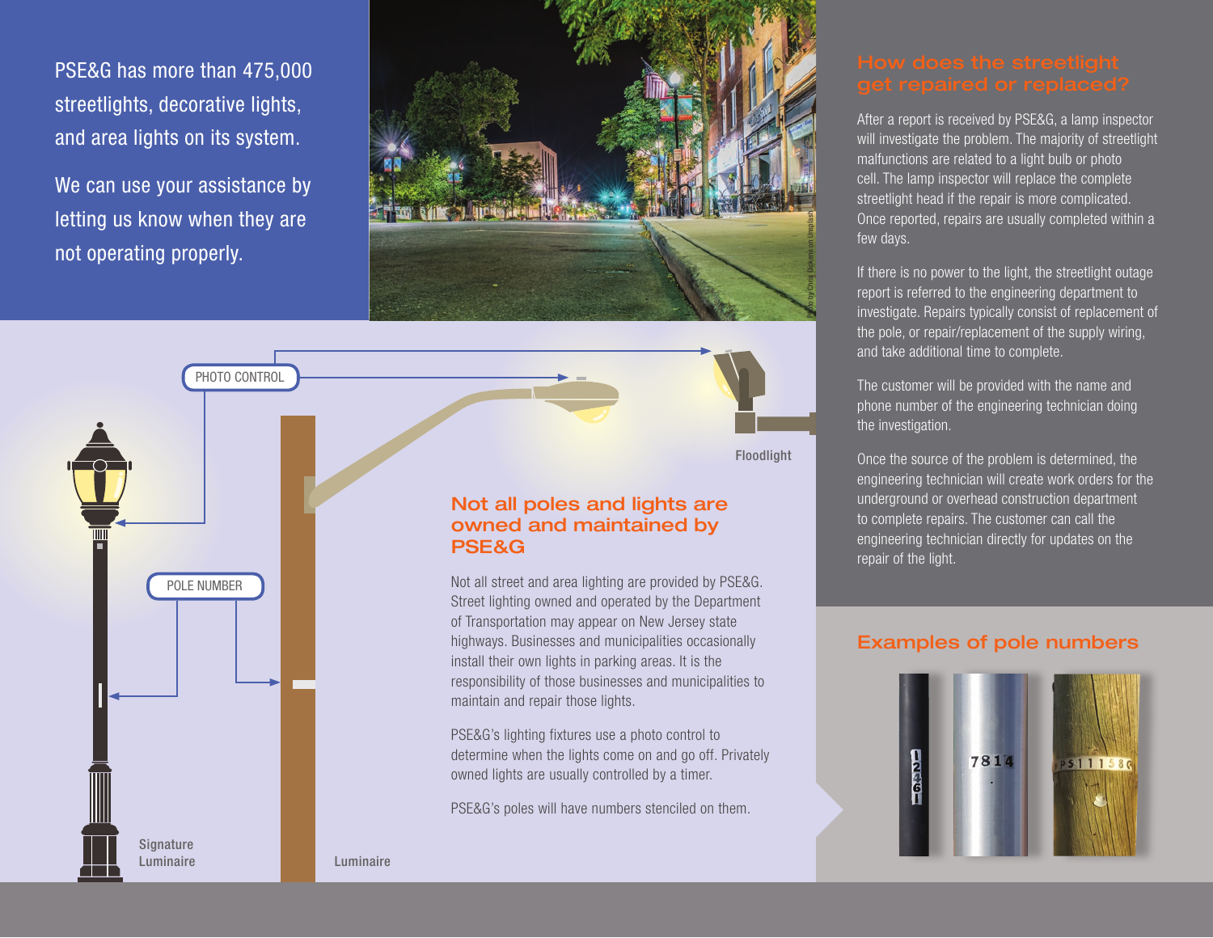PSE&G has more than 475,000 streetlights, decorative lights, and area lights on its system.

We can use your assistance by letting us know when they are not operating properly.

Photo by Chris Dickens on Unsplash

PHOTO CONTROL

POLE NUMBER

Signature Luminaire

Luminaire

Floodlight

## Not all poles and lights are owned and maintained by PSE&G

Not all street and area lighting are provided by PSE&G. Street lighting owned and operated by the Department of Transportation may appear on New Jersey state highways. Businesses and municipalities occasionally install their own lights in parking areas. It is the responsibility of those businesses and municipalities to maintain and repair those lights.

PSE&G's lighting fixtures use a photo control to determine when the lights come on and go off. Privately owned lights are usually controlled by a timer.

PSE&G's poles will have numbers stenciled on them.

## How does the streetlight get repaired or replaced?

After a report is received by PSE&G, a lamp inspector will investigate the problem. The majority of streetlight malfunctions are related to a light bulb or photo cell. The lamp inspector will replace the complete streetlight head if the repair is more complicated. Once reported, repairs are usually completed within a few days.

If there is no power to the light, the streetlight outage report is referred to the engineering department to investigate. Repairs typically consist of replacement of the pole, or repair/replacement of the supply wiring, and take additional time to complete.

The customer will be provided with the name and phone number of the engineering technician doing the investigation.

Once the source of the problem is determined, the engineering technician will create work orders for the underground or overhead construction department to complete repairs. The customer can call the engineering technician directly for updates on the repair of the light.

## Examples of pole numbers

12461

7814

PS11158